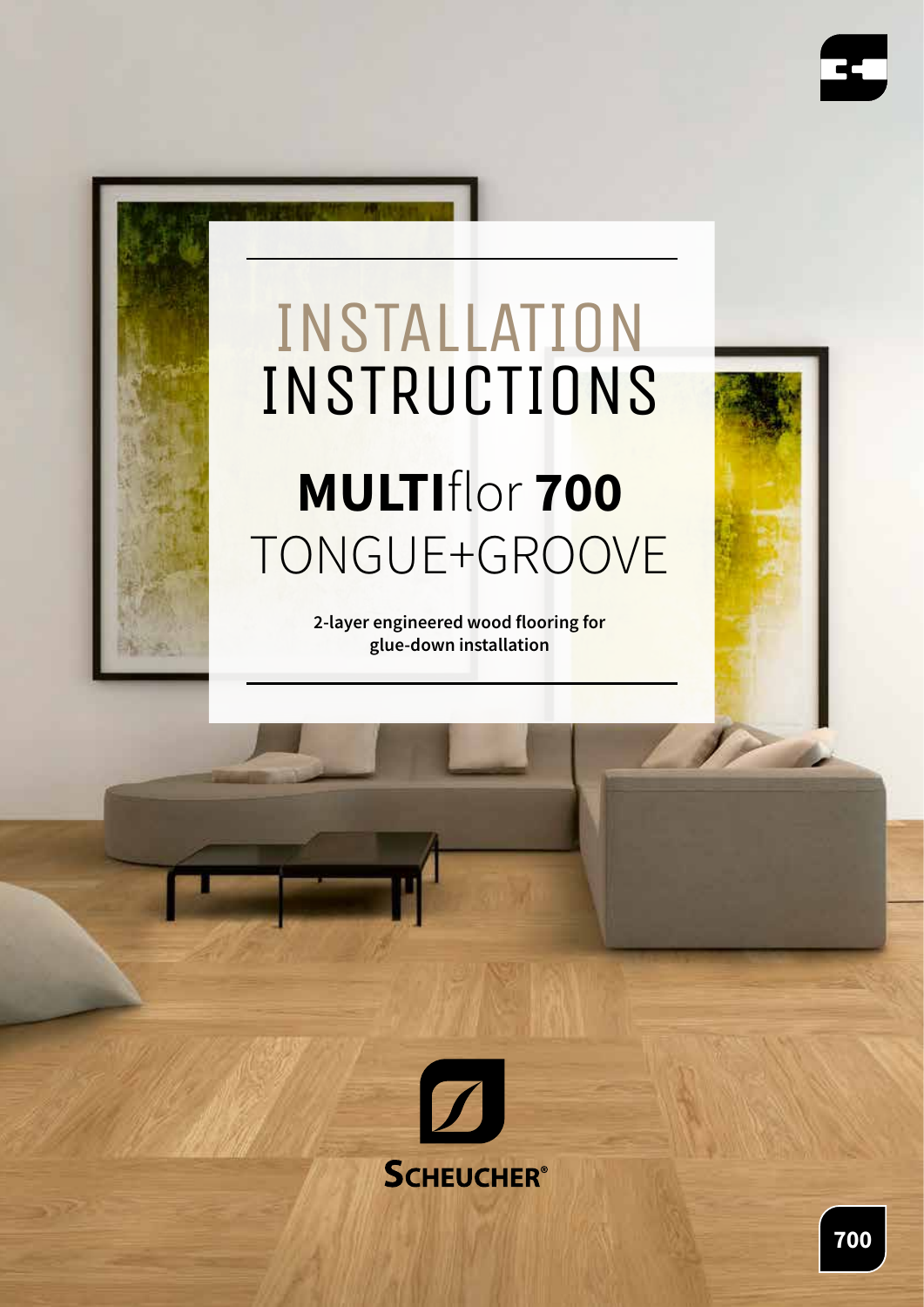# INSTALLATION INSTRUCTIONS

## **MULTI**flor **700** TONGUE+GROOVE

**2-layer engineered wood flooring for glue-down installation**

**SCHEUCHER®**

700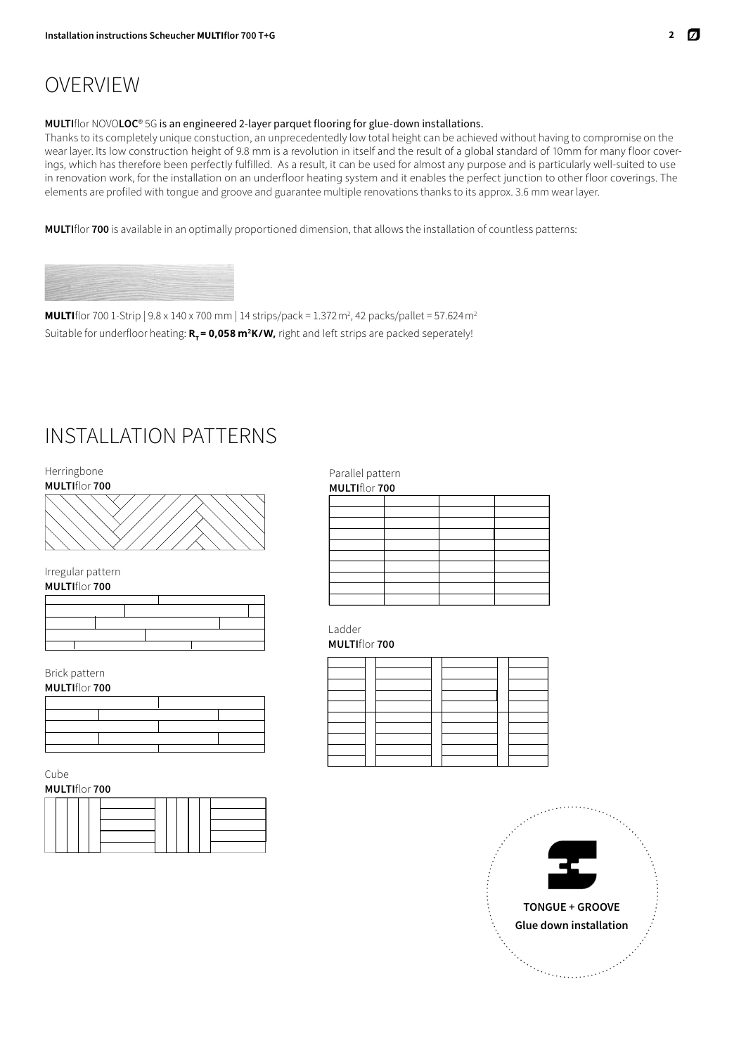# OVERVIEW

**MULTIflor NOVOLOC® 5G is an engineered 2-layer parquet flooring for glue-down installations.**

Thanks to its completely unique constuction, an unprecedentedly low total height can be achieved without having to compromise on the wear layer. Its low construction height of 9.8 mm is a revolution in itself and the result of a global standard of 10mm for many floor coverings, which has therefore been perfectly fulfilled. As a result, it can be used for almost any purpose and is particularly well-suited to use in renovation work, for the installation on an underfloor heating system and it enables the perfect junction to other floor coverings. The elements are profiled with tongue and groove and guarantee multiple renovations thanks to its approx. 3.6 mm wear layer.

**MULTIflor 700** is available in an optimally proportioned dimension, that allows the installation of countless patterns:

**MULTIflor** 700 1-Strip | 9.8 x 140 x 700 mm | 14 strips/pack = 1.372 m², 42 packs/pallet = 57.624 m²

Suitable for underfloor heating: **$R_T$ = 0,058 m²K/W,** right and left strips are packed seperately!

# INSTALLATION PATTERNS

Herringbone
**MULTIflor 700**

Irregular pattern
**MULTIflor 700**

Brick pattern
**MULTIflor 700**

Cube
**MULTIflor 700**

Parallel pattern
**MULTIflor 700**

Ladder
**MULTIflor 700**

**TONGUE + GROOVE**
**Glue down installation**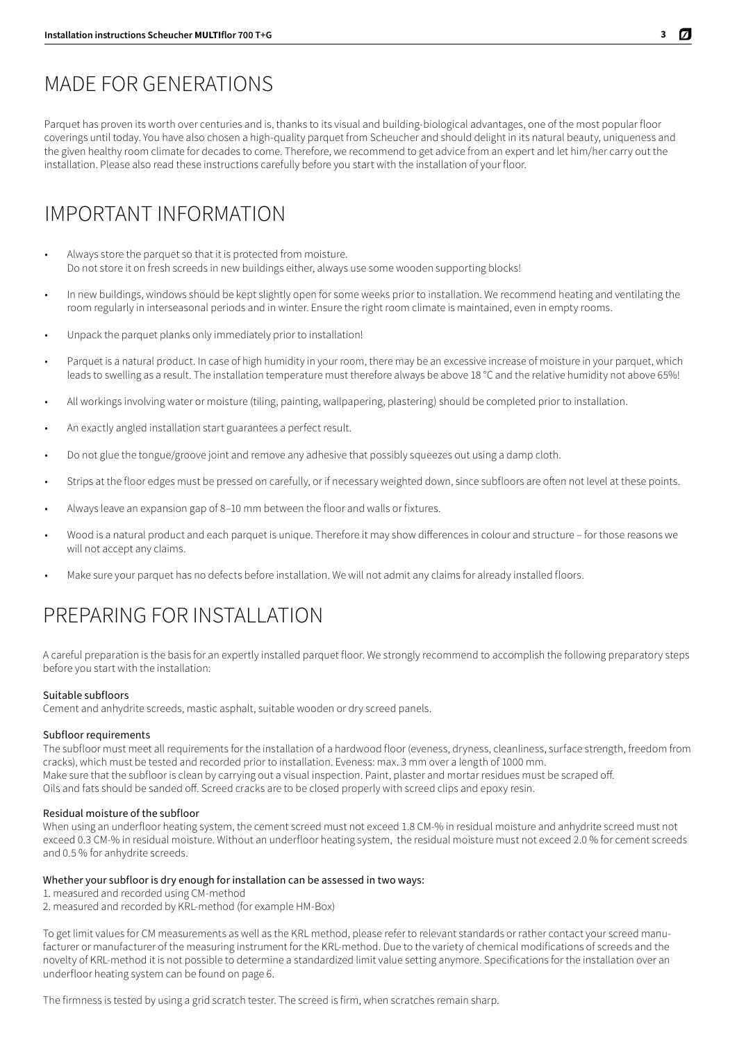# MADE FOR GENERATIONS

Parquet has proven its worth over centuries and is, thanks to its visual and building-biological advantages, one of the most popular floor coverings until today. You have also chosen a high-quality parquet from Scheucher and should delight in its natural beauty, uniqueness and the given healthy room climate for decades to come. Therefore, we recommend to get advice from an expert and let him/her carry out the installation. Please also read these instructions carefully before you start with the installation of your floor.

# IMPORTANT INFORMATION

- Always store the parquet so that it is protected from moisture.
  Do not store it on fresh screeds in new buildings either, always use some wooden supporting blocks!
- In new buildings, windows should be kept slightly open for some weeks prior to installation. We recommend heating and ventilating the room regularly in interseasonal periods and in winter. Ensure the right room climate is maintained, even in empty rooms.
- Unpack the parquet planks only immediately prior to installation!
- Parquet is a natural product. In case of high humidity in your room, there may be an excessive increase of moisture in your parquet, which leads to swelling as a result. The installation temperature must therefore always be above 18 °C and the relative humidity not above 65%!
- All workings involving water or moisture (tiling, painting, wallpapering, plastering) should be completed prior to installation.
- An exactly angled installation start guarantees a perfect result.
- Do not glue the tongue/groove joint and remove any adhesive that possibly squeezes out using a damp cloth.
- Strips at the floor edges must be pressed on carefully, or if necessary weighted down, since subfloors are often not level at these points.
- Always leave an expansion gap of 8–10 mm between the floor and walls or fixtures.
- Wood is a natural product and each parquet is unique. Therefore it may show differences in colour and structure – for those reasons we will not accept any claims.
- Make sure your parquet has no defects before installation. We will not admit any claims for already installed floors.

# PREPARING FOR INSTALLATION

A careful preparation is the basis for an expertly installed parquet floor. We strongly recommend to accomplish the following preparatory steps before you start with the installation:

### Suitable subfloors

Cement and anhydrite screeds, mastic asphalt, suitable wooden or dry screed panels.

### Subfloor requirements

The subfloor must meet all requirements for the installation of a hardwood floor (eveness, dryness, cleanliness, surface strength, freedom from cracks), which must be tested and recorded prior to installation. Eveness: max. 3 mm over a length of 1000 mm.
Make sure that the subfloor is clean by carrying out a visual inspection. Paint, plaster and mortar residues must be scraped off.
Oils and fats should be sanded off. Screed cracks are to be closed properly with screed clips and epoxy resin.

### Residual moisture of the subfloor

When using an underfloor heating system, the cement screed must not exceed 1.8 CM-% in residual moisture and anhydrite screed must not exceed 0.3 CM-% in residual moisture. Without an underfloor heating system, the residual moisture must not exceed 2.0 % for cement screeds and 0.5 % for anhydrite screeds.

### Whether your subfloor is dry enough for installation can be assessed in two ways:

1. measured and recorded using CM-method
2. measured and recorded by KRL-method (for example HM-Box)

To get limit values for CM measurements as well as the KRL method, please refer to relevant standards or rather contact your screed manufacturer or manufacturer of the measuring instrument for the KRL-method. Due to the variety of chemical modifications of screeds and the novelty of KRL-method it is not possible to determine a standardized limit value setting anymore. Specifications for the installation over an underfloor heating system can be found on page 6.

The firmness is tested by using a grid scratch tester. The screed is firm, when scratches remain sharp.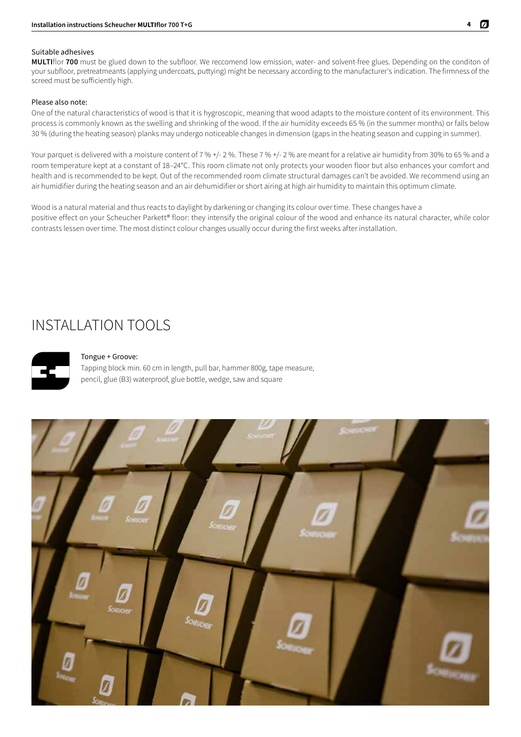### Suitable adhesives

**MULTI**flor **700** must be glued down to the subfloor. We reccomend low emission, water- and solvent-free glues. Depending on the conditon of your subfloor, pretreatmeants (applying undercoats, puttying) might be necessary according to the manufacturer's indication. The firmness of the screed must be sufficiently high.

### Please also note:

One of the natural characteristics of wood is that it is hygroscopic, meaning that wood adapts to the moisture content of its environment. This process is commonly known as the swelling and shrinking of the wood. If the air humidity exceeds 65 % (in the summer months) or falls below 30 % (during the heating season) planks may undergo noticeable changes in dimension (gaps in the heating season and cupping in summer).

Your parquet is delivered with a moisture content of 7 % +/- 2 %. These 7 % +/- 2 % are meant for a relative air humidity from 30% to 65 % and a room temperature kept at a constant of 18–24°C. This room climate not only protects your wooden floor but also enhances your comfort and health and is recommended to be kept. Out of the recommended room climate structural damages can't be avoided. We recommend using an air humidifier during the heating season and an air dehumidifier or short airing at high air humidity to maintain this optimum climate.

Wood is a natural material and thus reacts to daylight by darkening or changing its colour over time. These changes have a positive effect on your Scheucher Parkett® floor: they intensify the original colour of the wood and enhance its natural character, while color contrasts lessen over time. The most distinct colour changes usually occur during the first weeks after installation.

# INSTALLATION TOOLS

Tongue + Groove:

Tapping block min. 60 cm in length, pull bar, hammer 800g, tape measure, pencil, glue (B3) waterproof, glue bottle, wedge, saw and square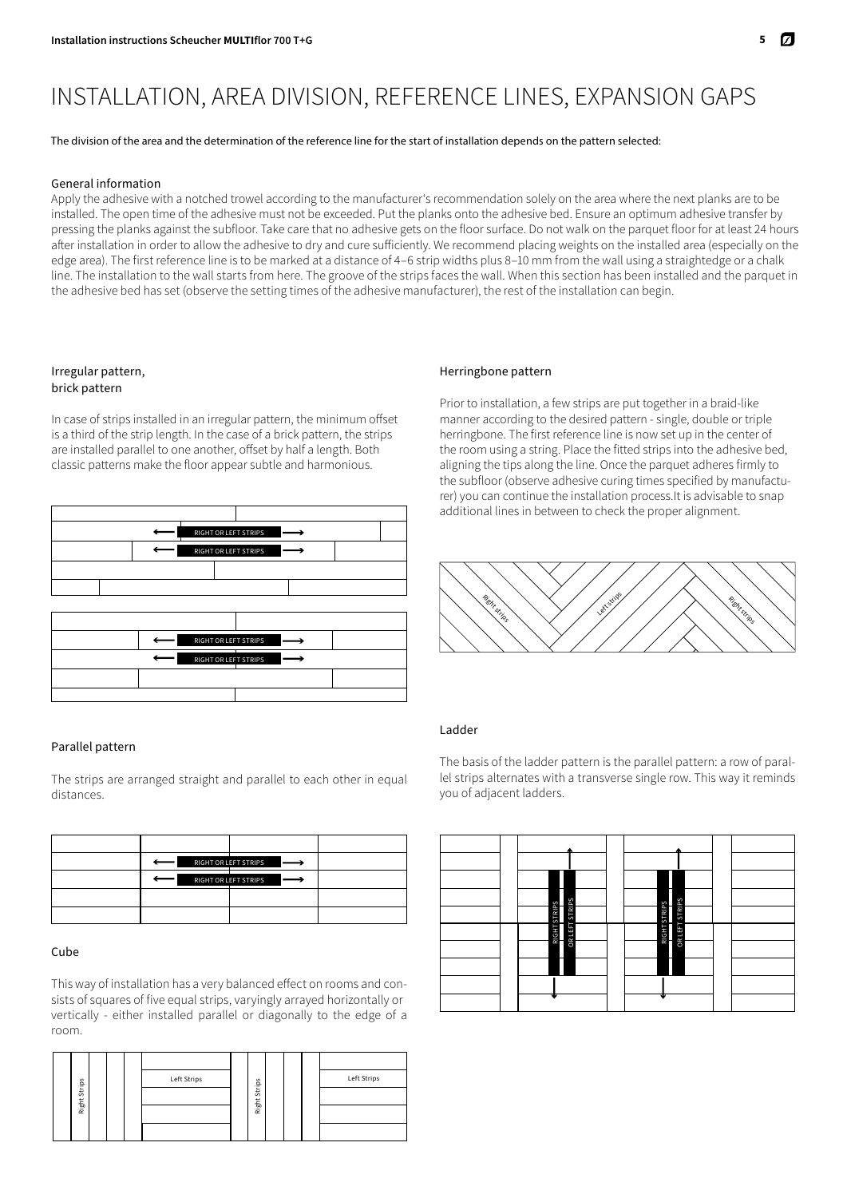# INSTALLATION, AREA DIVISION, REFERENCE LINES, EXPANSION GAPS

The division of the area and the determination of the reference line for the start of installation depends on the pattern selected:

## General information

Apply the adhesive with a notched trowel according to the manufacturer's recommendation solely on the area where the next planks are to be installed. The open time of the adhesive must not be exceeded. Put the planks onto the adhesive bed. Ensure an optimum adhesive transfer by pressing the planks against the subfloor. Take care that no adhesive gets on the floor surface. Do not walk on the parquet floor for at least 24 hours after installation in order to allow the adhesive to dry and cure sufficiently. We recommend placing weights on the installed area (especially on the edge area). The first reference line is to be marked at a distance of 4–6 strip widths plus 8–10 mm from the wall using a straightedge or a chalk line. The installation to the wall starts from here. The groove of the strips faces the wall. When this section has been installed and the parquet in the adhesive bed has set (observe the setting times of the adhesive manufacturer), the rest of the installation can begin.

## Irregular pattern, brick pattern

In case of strips installed in an irregular pattern, the minimum offset is a third of the strip length. In the case of a brick pattern, the strips are installed parallel to one another, offset by half a length. Both classic patterns make the floor appear subtle and harmonious.

RIGHT OR LEFT STRIPS

RIGHT OR LEFT STRIPS

RIGHT OR LEFT STRIPS

RIGHT OR LEFT STRIPS

## Parallel pattern

The strips are arranged straight and parallel to each other in equal distances.

RIGHT OR LEFT STRIPS

RIGHT OR LEFT STRIPS

## Cube

This way of installation has a very balanced effect on rooms and consists of squares of five equal strips, varyingly arrayed horizontally or vertically - either installed parallel or diagonally to the edge of a room.

Right Strips | Left Strips | Right Strips | Left Strips

## Herringbone pattern

Prior to installation, a few strips are put together in a braid-like manner according to the desired pattern - single, double or triple herringbone. The first reference line is now set up in the center of the room using a string. Place the fitted strips into the adhesive bed, aligning the tips along the line. Once the parquet adheres firmly to the subfloor (observe adhesive curing times specified by manufacturer) you can continue the installation process.It is advisable to snap additional lines in between to check the proper alignment.

Right strips | Left strips | Right strips

## Ladder

The basis of the ladder pattern is the parallel pattern: a row of parallel strips alternates with a transverse single row. This way it reminds you of adjacent ladders.

RIGHT STRIPS OR LEFT STRIPS

RIGHT STRIPS OR LEFT STRIPS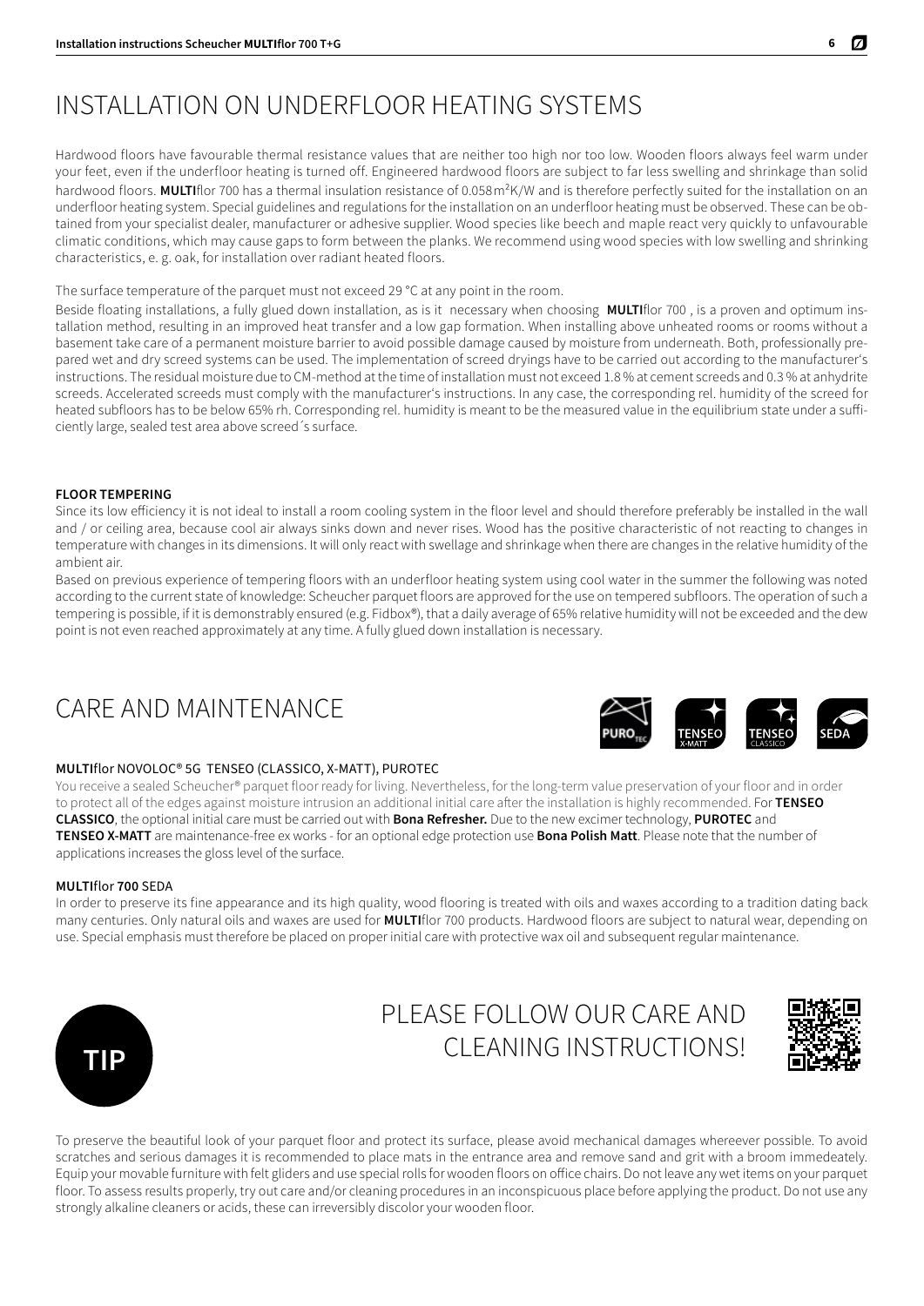# INSTALLATION ON UNDERFLOOR HEATING SYSTEMS

Hardwood floors have favourable thermal resistance values that are neither too high nor too low. Wooden floors always feel warm under your feet, even if the underfloor heating is turned off. Engineered hardwood floors are subject to far less swelling and shrinkage than solid hardwood floors. **MULTI**flor 700 has a thermal insulation resistance of 0.058 m²K/W and is therefore perfectly suited for the installation on an underfloor heating system. Special guidelines and regulations for the installation on an underfloor heating must be observed. These can be obtained from your specialist dealer, manufacturer or adhesive supplier. Wood species like beech and maple react very quickly to unfavourable climatic conditions, which may cause gaps to form between the planks. We recommend using wood species with low swelling and shrinking characteristics, e. g. oak, for installation over radiant heated floors.

The surface temperature of the parquet must not exceed 29 °C at any point in the room.

Beside floating installations, a fully glued down installation, as is it necessary when choosing **MULTI**flor 700 , is a proven and optimum installation method, resulting in an improved heat transfer and a low gap formation. When installing above unheated rooms or rooms without a basement take care of a permanent moisture barrier to avoid possible damage caused by moisture from underneath. Both, professionally prepared wet and dry screed systems can be used. The implementation of screed dryings have to be carried out according to the manufacturer's instructions. The residual moisture due to CM-method at the time of installation must not exceed 1.8 % at cement screeds and 0.3 % at anhydrite screeds. Accelerated screeds must comply with the manufacturer's instructions. In any case, the corresponding rel. humidity of the screed for heated subfloors has to be below 65% rh. Corresponding rel. humidity is meant to be the measured value in the equilibrium state under a sufficiently large, sealed test area above screed´s surface.

**FLOOR TEMPERING**

Since its low efficiency it is not ideal to install a room cooling system in the floor level and should therefore preferably be installed in the wall and / or ceiling area, because cool air always sinks down and never rises. Wood has the positive characteristic of not reacting to changes in temperature with changes in its dimensions. It will only react with swellage and shrinkage when there are changes in the relative humidity of the ambient air.

Based on previous experience of tempering floors with an underfloor heating system using cool water in the summer the following was noted according to the current state of knowledge: Scheucher parquet floors are approved for the use on tempered subfloors. The operation of such a tempering is possible, if it is demonstrably ensured (e.g. Fidbox®), that a daily average of 65% relative humidity will not be exceeded and the dew point is not even reached approximately at any time. A fully glued down installation is necessary.

# CARE AND MAINTENANCE

PURO TEC | TENSEO X-MATT | TENSEO CLASSICO | SEDA

**MULTI**flor NOVOLOC® 5G TENSEO (CLASSICO, X-MATT), PUROTEC

You receive a sealed Scheucher® parquet floor ready for living. Nevertheless, for the long-term value preservation of your floor and in order to protect all of the edges against moisture intrusion an additional initial care after the installation is highly recommended. For **TENSEO CLASSICO**, the optional initial care must be carried out with **Bona Refresher.** Due to the new excimer technology, **PUROTEC** and **TENSEO X-MATT** are maintenance-free ex works - for an optional edge protection use **Bona Polish Matt**. Please note that the number of applications increases the gloss level of the surface.

**MULTI**flor **700** SEDA

In order to preserve its fine appearance and its high quality, wood flooring is treated with oils and waxes according to a tradition dating back many centuries. Only natural oils and waxes are used for **MULTI**flor 700 products. Hardwood floors are subject to natural wear, depending on use. Special emphasis must therefore be placed on proper initial care with protective wax oil and subsequent regular maintenance.

**TIP**

## PLEASE FOLLOW OUR CARE AND CLEANING INSTRUCTIONS!

To preserve the beautiful look of your parquet floor and protect its surface, please avoid mechanical damages whereever possible. To avoid scratches and serious damages it is recommended to place mats in the entrance area and remove sand and grit with a broom immedeately. Equip your movable furniture with felt gliders and use special rolls for wooden floors on office chairs. Do not leave any wet items on your parquet floor. To assess results properly, try out care and/or cleaning procedures in an inconspicuous place before applying the product. Do not use any strongly alkaline cleaners or acids, these can irreversibly discolor your wooden floor.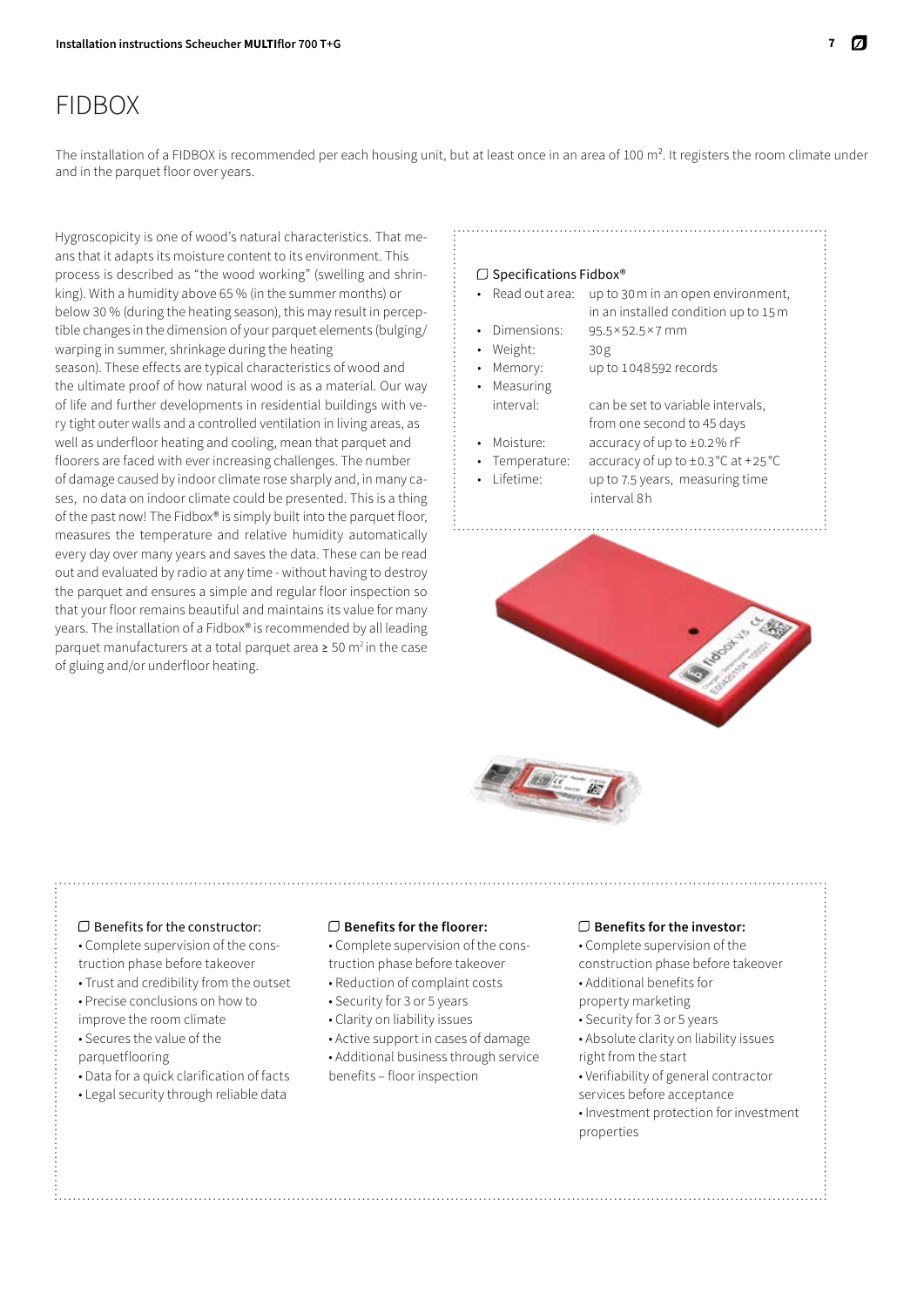# FIDBOX

The installation of a FIDBOX is recommended per each housing unit, but at least once in an area of 100 m². It registers the room climate under and in the parquet floor over years.

Hygroscopicity is one of wood's natural characteristics. That means that it adapts its moisture content to its environment. This process is described as "the wood working" (swelling and shrinking). With a humidity above 65 % (in the summer months) or below 30 % (during the heating season), this may result in perceptible changes in the dimension of your parquet elements (bulging/warping in summer, shrinkage during the heating season). These effects are typical characteristics of wood and the ultimate proof of how natural wood is as a material. Our way of life and further developments in residential buildings with very tight outer walls and a controlled ventilation in living areas, as well as underfloor heating and cooling, mean that parquet and floorers are faced with ever increasing challenges. The number of damage caused by indoor climate rose sharply and, in many cases, no data on indoor climate could be presented. This is a thing of the past now! The Fidbox® is simply built into the parquet floor, measures the temperature and relative humidity automatically every day over many years and saves the data. These can be read out and evaluated by radio at any time - without having to destroy the parquet and ensures a simple and regular floor inspection so that your floor remains beautiful and maintains its value for many years. The installation of a Fidbox® is recommended by all leading parquet manufacturers at a total parquet area ≥ 50 m² in the case of gluing and/or underfloor heating.

**Specifications Fidbox®**

- Read out area: up to 30 m in an open environment, in an installed condition up to 15 m
- Dimensions: 95.5×52.5×7 mm
- Weight: 30 g
- Memory: up to 1 048 592 records
- Measuring interval: can be set to variable intervals, from one second to 45 days
- Moisture: accuracy of up to ±0.2 % rF
- Temperature: accuracy of up to ±0.3 °C at +25 °C
- Lifetime: up to 7.5 years, measuring time interval 8 h

**Benefits for the constructor:**

- Complete supervision of the construction phase before takeover
- Trust and credibility from the outset
- Precise conclusions on how to improve the room climate
- Secures the value of the parquetflooring
- Data for a quick clarification of facts
- Legal security through reliable data

**Benefits for the floorer:**

- Complete supervision of the construction phase before takeover
- Reduction of complaint costs
- Security for 3 or 5 years
- Clarity on liability issues
- Active support in cases of damage
- Additional business through service benefits – floor inspection

**Benefits for the investor:**

- Complete supervision of the construction phase before takeover
- Additional benefits for property marketing
- Security for 3 or 5 years
- Absolute clarity on liability issues right from the start
- Verifiability of general contractor services before acceptance
- Investment protection for investment properties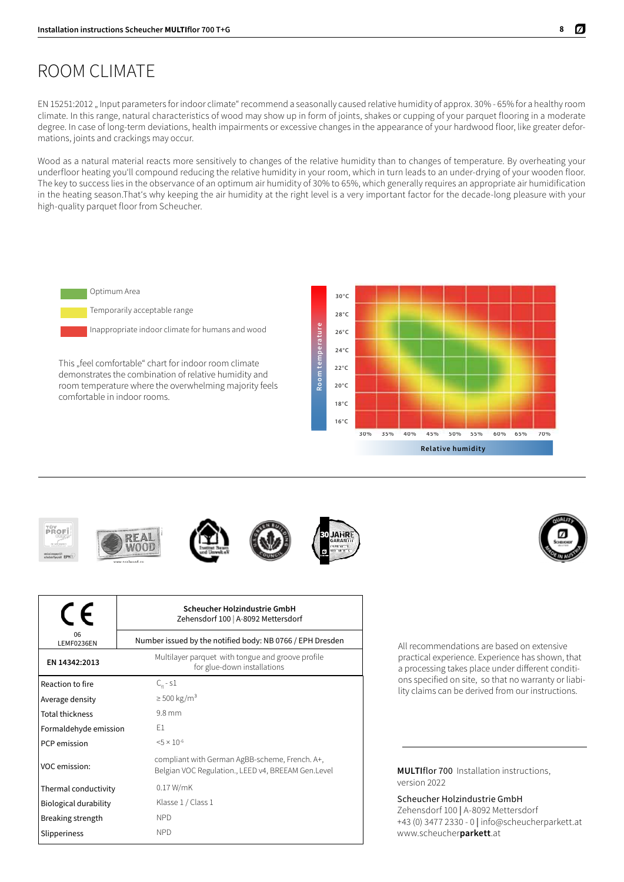# ROOM CLIMATE

EN 15251:2012 „ Input parameters for indoor climate“ recommend a seasonally caused relative humidity of approx. 30% - 65% for a healthy room climate. In this range, natural characteristics of wood may show up in form of joints, shakes or cupping of your parquet flooring in a moderate degree. In case of long-term deviations, health impairments or excessive changes in the appearance of your hardwood floor, like greater deformations, joints and crackings may occur.

Wood as a natural material reacts more sensitively to changes of the relative humidity than to changes of temperature. By overheating your underfloor heating you‘ll compound reducing the relative humidity in your room, which in turn leads to an under-drying of your wooden floor. The key to success lies in the observance of an optimum air humidity of 30% to 65%, which generally requires an appropriate air humidification in the heating season.That‘s why keeping the air humidity at the right level is a very important factor for the decade-long pleasure with your high-quality parquet floor from Scheucher.

Optimum Area

Temporarily acceptable range

Inappropriate indoor climate for humans and wood

This „feel comfortable“ chart for indoor room climate demonstrates the combination of relative humidity and room temperature where the overwhelming majority feels comfortable in indoor rooms.

Room temperature

30°C
28°C
26°C
24°C
22°C
20°C
18°C
16°C

30% 35% 40% 45% 50% 55% 60% 65% 70%

Relative humidity

| | |
|---|---|
| CE 06 LEMF0236EN | Scheucher Holzindustrie GmbH<br>Zehensdorf 100 \| A-8092 Mettersdorf |
| | Number issued by the notified body: NB 0766 / EPH Dresden |
| **EN 14342:2013** | Multilayer parquet with tongue and groove profile for glue-down installations |
| Reaction to fire | $C_{fl}$ - s1 |
| Average density | ≥ 500 kg/m³ |
| Total thickness | 9.8 mm |
| Formaldehyde emission | E1 |
| PCP emission | $<5 \times 10^{-6}$ |
| VOC emission: | compliant with German AgBB-scheme, French. A+, Belgian VOC Regulation., LEED v4, BREEAM Gen.Level |
| Thermal conductivity | 0.17 W/mK |
| Biological durability | Klasse 1 / Class 1 |
| Breaking strength | NPD |
| Slipperiness | NPD |

All recommendations are based on extensive practical experience. Experience has shown, that a processing takes place under different conditions specified on site, so that no warranty or liability claims can be derived from our instructions.

**MULTI**flor 700 Installation instructions, version 2022

Scheucher Holzindustrie GmbH
Zehensdorf 100 | A-8092 Mettersdorf
+43 (0) 3477 2330 - 0 | info@scheucherparkett.at
www.scheucher**parkett**.at